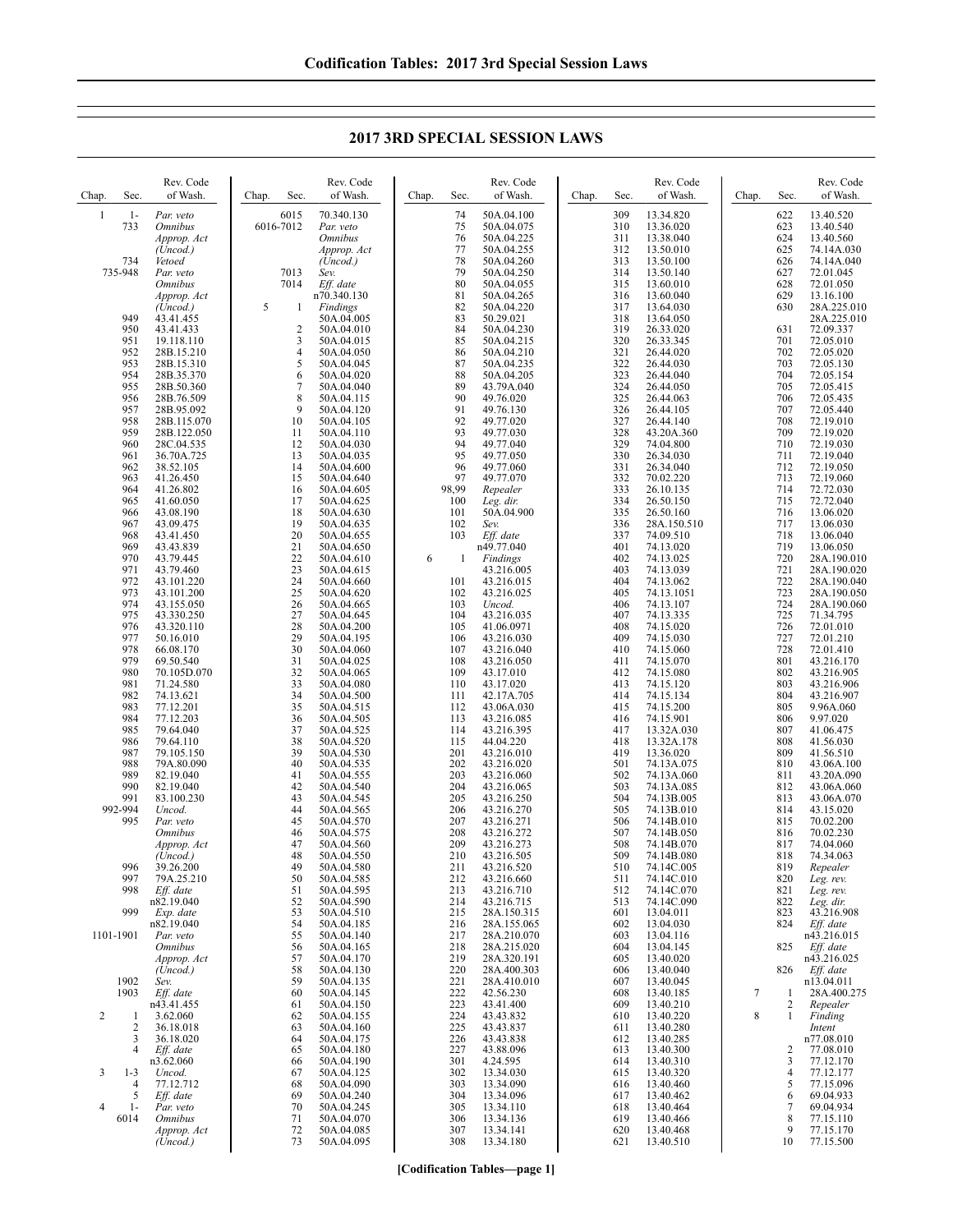## 2017 3RD SPECIAL SESSION LAWS

| Chap. | Sec. | Rev. Code of Wash. |
|---|---|---|
| 1 | 1-733 | *Par. veto Omnibus Approp. Act (Uncod.)* |
| | 734 | *Vetoed* |
| | 735-948 | *Par. veto Omnibus Approp. Act (Uncod.)* |
| | 949 | 43.41.455 |
| | 950 | 43.41.433 |
| | 951 | 19.118.110 |
| | 952 | 28B.15.210 |
| | 953 | 28B.15.310 |
| | 954 | 28B.35.370 |
| | 955 | 28B.50.360 |
| | 956 | 28B.76.509 |
| | 957 | 28B.95.092 |
| | 958 | 28B.115.070 |
| | 959 | 28B.122.050 |
| | 960 | 28C.04.535 |
| | 961 | 36.70A.725 |
| | 962 | 38.52.105 |
| | 963 | 41.26.450 |
| | 964 | 41.26.802 |
| | 965 | 41.60.050 |
| | 966 | 43.08.190 |
| | 967 | 43.09.475 |
| | 968 | 43.41.450 |
| | 969 | 43.43.839 |
| | 970 | 43.79.445 |
| | 971 | 43.79.460 |
| | 972 | 43.101.220 |
| | 973 | 43.101.200 |
| | 974 | 43.155.050 |
| | 975 | 43.330.250 |
| | 976 | 43.320.110 |
| | 977 | 50.16.010 |
| | 978 | 66.08.170 |
| | 979 | 69.50.540 |
| | 980 | 70.105D.070 |
| | 981 | 71.24.580 |
| | 982 | 74.13.621 |
| | 983 | 77.12.201 |
| | 984 | 77.12.203 |
| | 985 | 79.64.040 |
| | 986 | 79.64.110 |
| | 987 | 79.105.150 |
| | 988 | 79A.80.090 |
| | 989 | 82.19.040 |
| | 990 | 82.19.040 |
| | 991 | 83.100.230 |
| | 992-994 | *Uncod.* |
| | 995 | *Par. veto Omnibus Approp. Act (Uncod.)* |
| | 996 | 39.26.200 |
| | 997 | 79A.25.210 |
| | 998 | *Eff. date* n82.19.040 |
| | 999 | *Exp. date* n82.19.040 |
| | 1101-1901 | *Par. veto Omnibus Approp. Act (Uncod.)* |
| | 1902 | *Sev.* |
| | 1903 | *Eff. date* n43.41.455 |
| 2 | 1 | 3.62.060 |
| | 2 | 36.18.018 |
| | 3 | 36.18.020 |
| | 4 | *Eff. date* n3.62.060 |
| 3 | 1-3 | *Uncod.* |
| | 4 | 77.12.712 |
| | 5 | *Eff. date* |
| 4 | 1-6014 | *Par. veto Omnibus Approp. Act (Uncod.)* |
| | 6015 | 70.340.130 |
| | 6016-7012 | *Par. veto Omnibus Approp. Act (Uncod.)* |
| | 7013 | *Sev.* |
| | 7014 | *Eff. date* n70.340.130 |
| 5 | 1 | *Findings* 50A.04.005 |
| | 2 | 50A.04.010 |
| | 3 | 50A.04.015 |
| | 4 | 50A.04.050 |
| | 5 | 50A.04.045 |
| | 6 | 50A.04.020 |
| | 7 | 50A.04.040 |
| | 8 | 50A.04.115 |
| | 9 | 50A.04.120 |
| | 10 | 50A.04.105 |
| | 11 | 50A.04.110 |
| | 12 | 50A.04.030 |
| | 13 | 50A.04.035 |
| | 14 | 50A.04.600 |
| | 15 | 50A.04.640 |
| | 16 | 50A.04.605 |
| | 17 | 50A.04.625 |
| | 18 | 50A.04.630 |
| | 19 | 50A.04.635 |
| | 20 | 50A.04.655 |
| | 21 | 50A.04.650 |
| | 22 | 50A.04.610 |
| | 23 | 50A.04.615 |
| | 24 | 50A.04.660 |
| | 25 | 50A.04.620 |
| | 26 | 50A.04.665 |
| | 27 | 50A.04.645 |
| | 28 | 50A.04.200 |
| | 29 | 50A.04.195 |
| | 30 | 50A.04.060 |
| | 31 | 50A.04.025 |
| | 32 | 50A.04.065 |
| | 33 | 50A.04.080 |
| | 34 | 50A.04.500 |
| | 35 | 50A.04.515 |
| | 36 | 50A.04.505 |
| | 37 | 50A.04.525 |
| | 38 | 50A.04.520 |
| | 39 | 50A.04.530 |
| | 40 | 50A.04.535 |
| | 41 | 50A.04.555 |
| | 42 | 50A.04.540 |
| | 43 | 50A.04.545 |
| | 44 | 50A.04.565 |
| | 45 | 50A.04.570 |
| | 46 | 50A.04.575 |
| | 47 | 50A.04.560 |
| | 48 | 50A.04.550 |
| | 49 | 50A.04.580 |
| | 50 | 50A.04.585 |
| | 51 | 50A.04.595 |
| | 52 | 50A.04.590 |
| | 53 | 50A.04.510 |
| | 54 | 50A.04.185 |
| | 55 | 50A.04.140 |
| | 56 | 50A.04.165 |
| | 57 | 50A.04.170 |
| | 58 | 50A.04.130 |
| | 59 | 50A.04.135 |
| | 60 | 50A.04.145 |
| | 61 | 50A.04.150 |
| | 62 | 50A.04.155 |
| | 63 | 50A.04.160 |
| | 64 | 50A.04.175 |
| | 65 | 50A.04.180 |
| | 66 | 50A.04.190 |
| | 67 | 50A.04.125 |
| | 68 | 50A.04.090 |
| | 69 | 50A.04.240 |
| | 70 | 50A.04.245 |
| | 71 | 50A.04.070 |
| | 72 | 50A.04.085 |
| | 73 | 50A.04.095 |
| | 74 | 50A.04.100 |
| | 75 | 50A.04.075 |
| | 76 | 50A.04.225 |
| | 77 | 50A.04.255 |
| | 78 | 50A.04.260 |
| | 79 | 50A.04.250 |
| | 80 | 50A.04.055 |
| | 81 | 50A.04.265 |
| | 82 | 50A.04.220 |
| | 83 | 50.29.021 |
| | 84 | 50A.04.230 |
| | 85 | 50A.04.215 |
| | 86 | 50A.04.210 |
| | 87 | 50A.04.235 |
| | 88 | 50A.04.205 |
| | 89 | 43.79A.040 |
| | 90 | 49.76.020 |
| | 91 | 49.76.130 |
| | 92 | 49.77.020 |
| | 93 | 49.77.030 |
| | 94 | 49.77.040 |
| | 95 | 49.77.050 |
| | 96 | 49.77.060 |
| | 97 | 49.77.070 |
| | 98,99 | *Repealer* |
| | 100 | *Leg. dir.* |
| | 101 | 50A.04.900 |
| | 102 | *Sev.* |
| | 103 | *Eff. date* n49.77.040 |
| 6 | 1 | *Findings* 43.216.005 |
| | 101 | 43.216.015 |
| | 102 | 43.216.025 |
| | 103 | *Uncod.* |
| | 104 | 43.216.035 |
| | 105 | 41.06.0971 |
| | 106 | 43.216.030 |
| | 107 | 43.216.040 |
| | 108 | 43.216.050 |
| | 109 | 43.17.010 |
| | 110 | 43.17.020 |
| | 111 | 42.17A.705 |
| | 112 | 43.06A.030 |
| | 113 | 43.216.085 |
| | 114 | 43.216.395 |
| | 115 | 44.04.220 |
| | 201 | 43.216.010 |
| | 202 | 43.216.020 |
| | 203 | 43.216.060 |
| | 204 | 43.216.065 |
| | 205 | 43.216.250 |
| | 206 | 43.216.270 |
| | 207 | 43.216.271 |
| | 208 | 43.216.272 |
| | 209 | 43.216.273 |
| | 210 | 43.216.505 |
| | 211 | 43.216.520 |
| | 212 | 43.216.660 |
| | 213 | 43.216.710 |
| | 214 | 43.216.715 |
| | 215 | 28A.150.315 |
| | 216 | 28A.155.065 |
| | 217 | 28A.210.070 |
| | 218 | 28A.215.020 |
| | 219 | 28A.320.191 |
| | 220 | 28A.400.303 |
| | 221 | 28A.410.010 |
| | 222 | 42.56.230 |
| | 223 | 43.41.400 |
| | 224 | 43.43.832 |
| | 225 | 43.43.837 |
| | 226 | 43.43.838 |
| | 227 | 43.88.096 |
| | 301 | 4.24.595 |
| | 302 | 13.34.030 |
| | 303 | 13.34.090 |
| | 304 | 13.34.096 |
| | 305 | 13.34.110 |
| | 306 | 13.34.136 |
| | 307 | 13.34.141 |
| | 308 | 13.34.180 |
| | 309 | 13.34.820 |
| | 310 | 13.36.020 |
| | 311 | 13.38.040 |
| | 312 | 13.50.010 |
| | 313 | 13.50.100 |
| | 314 | 13.50.140 |
| | 315 | 13.60.010 |
| | 316 | 13.60.040 |
| | 317 | 13.64.030 |
| | 318 | 13.64.050 |
| | 319 | 26.33.020 |
| | 320 | 26.33.345 |
| | 321 | 26.44.020 |
| | 322 | 26.44.030 |
| | 323 | 26.44.040 |
| | 324 | 26.44.050 |
| | 325 | 26.44.063 |
| | 326 | 26.44.105 |
| | 327 | 26.44.140 |
| | 328 | 43.20A.360 |
| | 329 | 74.04.800 |
| | 330 | 26.34.030 |
| | 331 | 26.34.040 |
| | 332 | 70.02.220 |
| | 333 | 26.10.135 |
| | 334 | 26.50.150 |
| | 335 | 26.50.160 |
| | 336 | 28A.150.510 |
| | 337 | 74.09.510 |
| | 401 | 74.13.020 |
| | 402 | 74.13.025 |
| | 403 | 74.13.039 |
| | 404 | 74.13.062 |
| | 405 | 74.13.1051 |
| | 406 | 74.13.107 |
| | 407 | 74.13.335 |
| | 408 | 74.15.020 |
| | 409 | 74.15.030 |
| | 410 | 74.15.060 |
| | 411 | 74.15.070 |
| | 412 | 74.15.080 |
| | 413 | 74.15.120 |
| | 414 | 74.15.134 |
| | 415 | 74.15.200 |
| | 416 | 74.15.901 |
| | 417 | 13.32A.030 |
| | 418 | 13.32A.178 |
| | 419 | 13.36.020 |
| | 501 | 74.13A.075 |
| | 502 | 74.13A.060 |
| | 503 | 74.13A.085 |
| | 504 | 74.13B.005 |
| | 505 | 74.13B.010 |
| | 506 | 74.14B.010 |
| | 507 | 74.14B.050 |
| | 508 | 74.14B.070 |
| | 509 | 74.14B.080 |
| | 510 | 74.14C.005 |
| | 511 | 74.14C.010 |
| | 512 | 74.14C.070 |
| | 513 | 74.14C.090 |
| | 601 | 13.04.011 |
| | 602 | 13.04.030 |
| | 603 | 13.04.116 |
| | 604 | 13.04.145 |
| | 605 | 13.40.020 |
| | 606 | 13.40.040 |
| | 607 | 13.40.045 |
| | 608 | 13.40.185 |
| | 609 | 13.40.210 |
| | 610 | 13.40.220 |
| | 611 | 13.40.280 |
| | 612 | 13.40.285 |
| | 613 | 13.40.300 |
| | 614 | 13.40.310 |
| | 615 | 13.40.320 |
| | 616 | 13.40.460 |
| | 617 | 13.40.462 |
| | 618 | 13.40.464 |
| | 619 | 13.40.466 |
| | 620 | 13.40.468 |
| | 621 | 13.40.510 |
| | 622 | 13.40.520 |
| | 623 | 13.40.540 |
| | 624 | 13.40.560 |
| | 625 | 74.14A.030 |
| | 626 | 74.14A.040 |
| | 627 | 72.01.045 |
| | 628 | 72.01.050 |
| | 629 | 13.16.100 |
| | 630 | 28A.225.010 28A.225.010 |
| | 631 | 72.09.337 |
| | 701 | 72.05.010 |
| | 702 | 72.05.020 |
| | 703 | 72.05.130 |
| | 704 | 72.05.154 |
| | 705 | 72.05.415 |
| | 706 | 72.05.435 |
| | 707 | 72.05.440 |
| | 708 | 72.19.010 |
| | 709 | 72.19.020 |
| | 710 | 72.19.030 |
| | 711 | 72.19.040 |
| | 712 | 72.19.050 |
| | 713 | 72.19.060 |
| | 714 | 72.72.030 |
| | 715 | 72.72.040 |
| | 716 | 13.06.020 |
| | 717 | 13.06.030 |
| | 718 | 13.06.040 |
| | 719 | 13.06.050 |
| | 720 | 28A.190.010 |
| | 721 | 28A.190.020 |
| | 722 | 28A.190.040 |
| | 723 | 28A.190.050 |
| | 724 | 28A.190.060 |
| | 725 | 71.34.795 |
| | 726 | 72.01.010 |
| | 727 | 72.01.210 |
| | 728 | 72.01.410 |
| | 801 | 43.216.170 |
| | 802 | 43.216.905 |
| | 803 | 43.216.906 |
| | 804 | 43.216.907 |
| | 805 | 9.96A.060 |
| | 806 | 9.97.020 |
| | 807 | 41.06.475 |
| | 808 | 41.56.030 |
| | 809 | 41.56.510 |
| | 810 | 43.06A.100 |
| | 811 | 43.20A.090 |
| | 812 | 43.06A.060 |
| | 813 | 43.06A.070 |
| | 814 | 43.15.020 |
| | 815 | 70.02.200 |
| | 816 | 70.02.230 |
| | 817 | 74.04.060 |
| | 818 | 74.34.063 |
| | 819 | *Repealer* |
| | 820 | *Leg. rev.* |
| | 821 | *Leg. rev.* |
| | 822 | *Leg. dir.* |
| | 823 | 43.216.908 |
| | 824 | *Eff. date* n43.216.015 |
| | 825 | *Eff. date* n43.216.025 |
| | 826 | *Eff. date* n13.04.011 |
| 7 | 1 | 28A.400.275 |
| | 2 | *Repealer* |
| 8 | 1 | *Finding Intent* n77.08.010 |
| | 2 | 77.08.010 |
| | 3 | 77.12.170 |
| | 4 | 77.12.177 |
| | 5 | 77.15.096 |
| | 6 | 69.04.933 |
| | 7 | 69.04.934 |
| | 8 | 77.15.110 |
| | 9 | 77.15.170 |
| | 10 | 77.15.500 |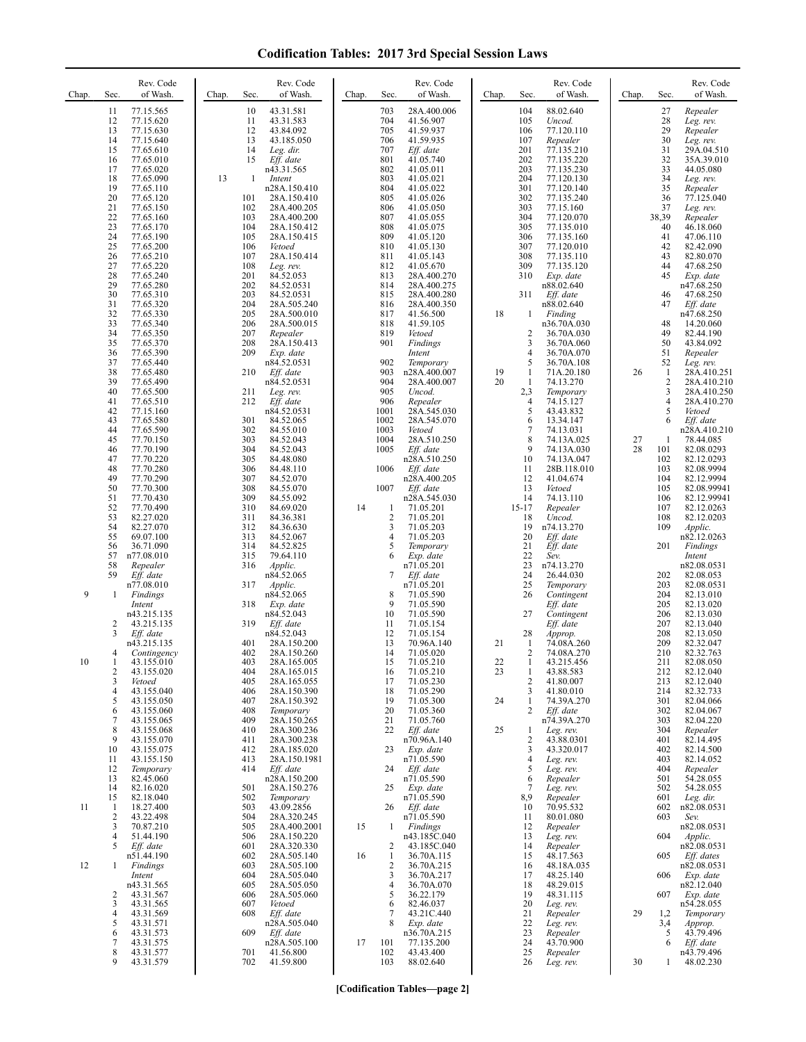# Codification Tables: 2017 3rd Special Session Laws

| Chap. | Sec. | Rev. Code of Wash. |
|---|---|---|
| | 11 | 77.15.565 |
| | 12 | 77.15.620 |
| | 13 | 77.15.630 |
| | 14 | 77.15.640 |
| | 15 | 77.65.610 |
| | 16 | 77.65.010 |
| | 17 | 77.65.020 |
| | 18 | 77.65.090 |
| | 19 | 77.65.110 |
| | 20 | 77.65.120 |
| | 21 | 77.65.150 |
| | 22 | 77.65.160 |
| | 23 | 77.65.170 |
| | 24 | 77.65.190 |
| | 25 | 77.65.200 |
| | 26 | 77.65.210 |
| | 27 | 77.65.220 |
| | 28 | 77.65.240 |
| | 29 | 77.65.280 |
| | 30 | 77.65.310 |
| | 31 | 77.65.320 |
| | 32 | 77.65.330 |
| | 33 | 77.65.340 |
| | 34 | 77.65.350 |
| | 35 | 77.65.370 |
| | 36 | 77.65.390 |
| | 37 | 77.65.440 |
| | 38 | 77.65.480 |
| | 39 | 77.65.490 |
| | 40 | 77.65.500 |
| | 41 | 77.65.510 |
| | 42 | 77.15.160 |
| | 43 | 77.65.580 |
| | 44 | 77.65.590 |
| | 45 | 77.70.150 |
| | 46 | 77.70.190 |
| | 47 | 77.70.220 |
| | 48 | 77.70.280 |
| | 49 | 77.70.290 |
| | 50 | 77.70.300 |
| | 51 | 77.70.430 |
| | 52 | 77.70.490 |
| | 53 | 82.27.020 |
| | 54 | 82.27.070 |
| | 55 | 69.07.100 |
| | 56 | 36.71.090 |
| | 57 | n77.08.010 |
| | 58 | *Repealer* |
| | 59 | *Eff. date* n77.08.010 |
| 9 | 1 | *Findings Intent* n43.215.135 |
| | 2 | 43.215.135 |
| | 3 | *Eff. date* n43.215.135 |
| | 4 | *Contingency* |
| 10 | 1 | 43.155.010 |
| | 2 | 43.155.020 |
| | 3 | *Vetoed* |
| | 4 | 43.155.040 |
| | 5 | 43.155.050 |
| | 6 | 43.155.060 |
| | 7 | 43.155.065 |
| | 8 | 43.155.068 |
| | 9 | 43.155.070 |
| | 10 | 43.155.075 |
| | 11 | 43.155.150 |
| | 12 | *Temporary* |
| | 13 | 82.45.060 |
| | 14 | 82.16.020 |
| | 15 | 82.18.040 |
| 11 | 1 | 18.27.400 |
| | 2 | 43.22.498 |
| | 3 | 70.87.210 |
| | 4 | 51.44.190 |
| | 5 | *Eff. date* n51.44.190 |
| 12 | 1 | *Findings Intent* n43.31.565 |
| | 2 | 43.31.567 |
| | 3 | 43.31.565 |
| | 4 | 43.31.569 |
| | 5 | 43.31.571 |
| | 6 | 43.31.573 |
| | 7 | 43.31.575 |
| | 8 | 43.31.577 |
| | 9 | 43.31.579 |
| | 10 | 43.31.581 |
| | 11 | 43.31.583 |
| | 12 | 43.84.092 |
| | 13 | 43.185.050 |
| | 14 | *Leg. dir.* |
| | 15 | *Eff. date* n43.31.565 |
| 13 | 1 | *Intent* n28A.150.410 |
| | 101 | 28A.150.410 |
| | 102 | 28A.400.205 |
| | 103 | 28A.400.200 |
| | 104 | 28A.150.412 |
| | 105 | 28A.150.415 |
| | 106 | *Vetoed* |
| | 107 | 28A.150.414 |
| | 108 | *Leg. rev.* |
| | 201 | 84.52.053 |
| | 202 | 84.52.0531 |
| | 203 | 84.52.0531 |
| | 204 | 28A.505.240 |
| | 205 | 28A.500.010 |
| | 206 | 28A.500.015 |
| | 207 | *Repealer* |
| | 208 | 28A.150.413 |
| | 209 | *Exp. date* n84.52.0531 |
| | 210 | *Eff. date* n84.52.0531 |
| | 211 | *Leg. rev.* |
| | 212 | *Eff. date* n84.52.0531 |
| | 301 | 84.52.065 |
| | 302 | 84.55.010 |
| | 303 | 84.52.043 |
| | 304 | 84.52.043 |
| | 305 | 84.48.080 |
| | 306 | 84.48.110 |
| | 307 | 84.52.070 |
| | 308 | 84.55.070 |
| | 309 | 84.55.092 |
| | 310 | 84.69.020 |
| | 311 | 84.36.381 |
| | 312 | 84.36.630 |
| | 313 | 84.52.067 |
| | 314 | 84.52.825 |
| | 315 | 79.64.110 |
| | 316 | *Applic.* n84.52.065 |
| | 317 | *Applic.* n84.52.065 |
| | 318 | *Exp. date* n84.52.043 |
| | 319 | *Eff. date* n84.52.043 |
| | 401 | 28A.150.200 |
| | 402 | 28A.150.260 |
| | 403 | 28A.165.005 |
| | 404 | 28A.165.015 |
| | 405 | 28A.165.055 |
| | 406 | 28A.150.390 |
| | 407 | 28A.150.392 |
| | 408 | *Temporary* |
| | 409 | 28A.150.265 |
| | 410 | 28A.300.236 |
| | 411 | 28A.300.238 |
| | 412 | 28A.185.020 |
| | 413 | 28A.150.1981 |
| | 414 | *Eff. date* n28A.150.200 |
| | 501 | 28A.150.276 |
| | 502 | *Temporary* |
| | 503 | 43.09.2856 |
| | 504 | 28A.320.245 |
| | 505 | 28A.400.2001 |
| | 506 | 28A.150.220 |
| | 601 | 28A.320.330 |
| | 602 | 28A.505.140 |
| | 603 | 28A.505.100 |
| | 604 | 28A.505.040 |
| | 605 | 28A.505.050 |
| | 606 | 28A.505.060 |
| | 607 | *Vetoed* |
| | 608 | *Eff. date* n28A.505.040 |
| | 609 | *Eff. date* n28A.505.100 |
| | 701 | 41.56.800 |
| | 702 | 41.59.800 |
| | 703 | 28A.400.006 |
| | 704 | 41.56.907 |
| | 705 | 41.59.937 |
| | 706 | 41.59.935 |
| | 707 | *Eff. date* |
| | 801 | 41.05.740 |
| | 802 | 41.05.011 |
| | 803 | 41.05.021 |
| | 804 | 41.05.022 |
| | 805 | 41.05.026 |
| | 806 | 41.05.050 |
| | 807 | 41.05.055 |
| | 808 | 41.05.075 |
| | 809 | 41.05.120 |
| | 810 | 41.05.130 |
| | 811 | 41.05.143 |
| | 812 | 41.05.670 |
| | 813 | 28A.400.270 |
| | 814 | 28A.400.275 |
| | 815 | 28A.400.280 |
| | 816 | 28A.400.350 |
| | 817 | 41.56.500 |
| | 818 | 41.59.105 |
| | 819 | *Vetoed* |
| | 901 | *Findings Intent* |
| | 902 | *Temporary* |
| | 903 | n28A.400.007 |
| | 904 | 28A.400.007 |
| | 905 | *Uncod.* |
| | 906 | *Repealer* |
| | 1001 | 28A.545.030 |
| | 1002 | 28A.545.070 |
| | 1003 | *Vetoed* |
| | 1004 | 28A.510.250 |
| | 1005 | *Eff. date* n28A.510.250 |
| | 1006 | *Eff. date* n28A.400.205 |
| | 1007 | *Eff. date* n28A.545.030 |
| 14 | 1 | 71.05.201 |
| | 2 | 71.05.201 |
| | 3 | 71.05.203 |
| | 4 | 71.05.203 |
| | 5 | *Temporary* |
| | 6 | *Exp. date* n71.05.201 |
| | 7 | *Eff. date* n71.05.201 |
| | 8 | 71.05.590 |
| | 9 | 71.05.590 |
| | 10 | 71.05.590 |
| | 11 | 71.05.154 |
| | 12 | 71.05.154 |
| | 13 | 70.96A.140 |
| | 14 | 71.05.020 |
| | 15 | 71.05.210 |
| | 16 | 71.05.210 |
| | 17 | 71.05.230 |
| | 18 | 71.05.290 |
| | 19 | 71.05.300 |
| | 20 | 71.05.360 |
| | 21 | 71.05.760 |
| | 22 | *Eff. date* n70.96A.140 |
| | 23 | *Exp. date* n71.05.590 |
| | 24 | *Eff. date* n71.05.590 |
| | 25 | *Exp. date* n71.05.590 |
| | 26 | *Eff. date* n71.05.590 |
| 15 | 1 | *Findings* n43.185C.040 |
| | 2 | 43.185C.040 |
| 16 | 1 | 36.70A.115 |
| | 2 | 36.70A.215 |
| | 3 | 36.70A.217 |
| | 4 | 36.70A.070 |
| | 5 | 36.22.179 |
| | 6 | 82.46.037 |
| | 7 | 43.21C.440 |
| | 8 | *Exp. date* n36.70A.215 |
| 17 | 101 | 77.135.200 |
| | 102 | 43.43.400 |
| | 103 | 88.02.640 |
| | 104 | 88.02.640 |
| | 105 | *Uncod.* |
| | 106 | 77.120.110 |
| | 107 | *Repealer* |
| | 201 | 77.135.210 |
| | 202 | 77.135.220 |
| | 203 | 77.135.230 |
| | 204 | 77.120.130 |
| | 301 | 77.120.140 |
| | 302 | 77.135.240 |
| | 303 | 77.15.160 |
| | 304 | 77.120.070 |
| | 305 | 77.135.010 |
| | 306 | 77.135.160 |
| | 307 | 77.120.010 |
| | 308 | 77.135.110 |
| | 309 | 77.135.120 |
| | 310 | *Exp. date* n88.02.640 |
| | 311 | *Eff. date* n88.02.640 |
| 18 | 1 | *Finding* n36.70A.030 |
| | 2 | 36.70A.030 |
| | 3 | 36.70A.060 |
| | 4 | 36.70A.070 |
| | 5 | 36.70A.108 |
| 19 | 1 | 71A.20.180 |
| 20 | 1 | 74.13.270 |
| | 2,3 | *Temporary* |
| | 4 | 74.15.127 |
| | 5 | 43.43.832 |
| | 6 | 13.34.147 |
| | 7 | 74.13.031 |
| | 8 | 74.13A.025 |
| | 9 | 74.13A.030 |
| | 10 | 74.13A.047 |
| | 11 | 28B.118.010 |
| | 12 | 41.04.674 |
| | 13 | *Vetoed* |
| | 14 | 74.13.110 |
| | 15-17 | *Repealer* |
| | 18 | *Uncod.* |
| | 19 | n74.13.270 |
| | 20 | *Eff. date* |
| | 21 | *Eff. date* |
| | 22 | *Sev.* |
| | 23 | n74.13.270 |
| | 24 | 26.44.030 |
| | 25 | *Temporary* |
| | 26 | *Contingent Eff. date* |
| | 27 | *Contingent Eff. date* |
| | 28 | *Approp.* |
| 21 | 1 | 74.08A.260 |
| | 2 | 74.08A.270 |
| 22 | 1 | 43.215.456 |
| 23 | 1 | 43.88.583 |
| | 2 | 41.80.007 |
| | 3 | 41.80.010 |
| 24 | 1 | 74.39A.270 |
| | 2 | *Eff. date* n74.39A.270 |
| 25 | 1 | *Leg. rev.* |
| | 2 | 43.88.0301 |
| | 3 | 43.320.017 |
| | 4 | *Leg. rev.* |
| | 5 | *Leg. rev.* |
| | 6 | *Repealer* |
| | 7 | *Leg. rev.* |
| | 8,9 | *Repealer* |
| | 10 | 70.95.532 |
| | 11 | 80.01.080 |
| | 12 | *Repealer* |
| | 13 | *Leg. rev.* |
| | 14 | *Repealer* |
| | 15 | 48.17.563 |
| | 16 | 48.18A.035 |
| | 17 | 48.25.140 |
| | 18 | 48.29.015 |
| | 19 | 48.31.115 |
| | 20 | *Leg. rev.* |
| | 21 | *Repealer* |
| | 22 | *Leg. rev.* |
| | 23 | *Repealer* |
| | 24 | 43.70.900 |
| | 25 | *Repealer* |
| | 26 | *Leg. rev.* |
| | 27 | *Repealer* |
| | 28 | *Leg. rev.* |
| | 29 | *Repealer* |
| | 30 | *Leg. rev.* |
| | 31 | 29A.04.510 |
| | 32 | 35A.39.010 |
| | 33 | 44.05.080 |
| | 34 | *Leg. rev.* |
| | 35 | *Repealer* |
| | 36 | 77.125.040 |
| | 37 | *Leg. rev.* |
| | 38,39 | *Repealer* |
| | 40 | 46.18.060 |
| | 41 | 47.06.110 |
| | 42 | 82.42.090 |
| | 43 | 82.80.070 |
| | 44 | 47.68.250 |
| | 45 | *Exp. date* n47.68.250 |
| | 46 | 47.68.250 |
| | 47 | *Eff. date* n47.68.250 |
| | 48 | 14.20.060 |
| | 49 | 82.44.190 |
| | 50 | 43.84.092 |
| | 51 | *Repealer* |
| | 52 | *Leg. rev.* |
| 26 | 1 | 28A.410.251 |
| | 2 | 28A.410.210 |
| | 3 | 28A.410.250 |
| | 4 | 28A.410.270 |
| | 5 | *Vetoed* |
| | 6 | *Eff. date* n28A.410.210 |
| 27 | 1 | 78.44.085 |
| 28 | 101 | 82.08.0293 |
| | 102 | 82.12.0293 |
| | 103 | 82.08.9994 |
| | 104 | 82.12.9994 |
| | 105 | 82.08.99941 |
| | 106 | 82.12.99941 |
| | 107 | 82.12.0263 |
| | 108 | 82.12.0203 |
| | 109 | *Applic.* n82.12.0263 |
| | 201 | *Findings Intent* n82.08.0531 |
| | 202 | 82.08.053 |
| | 203 | 82.08.0531 |
| | 204 | 82.13.010 |
| | 205 | 82.13.020 |
| | 206 | 82.13.030 |
| | 207 | 82.13.040 |
| | 208 | 82.13.050 |
| | 209 | 82.32.047 |
| | 210 | 82.32.763 |
| | 211 | 82.08.050 |
| | 212 | 82.12.040 |
| | 213 | 82.12.040 |
| | 214 | 82.32.733 |
| | 301 | 82.04.066 |
| | 302 | 82.04.067 |
| | 303 | 82.04.220 |
| | 304 | *Repealer* |
| | 401 | 82.14.495 |
| | 402 | 82.14.500 |
| | 403 | 82.14.052 |
| | 404 | *Repealer* |
| | 501 | 54.28.055 |
| | 502 | 54.28.055 |
| | 601 | *Leg. dir.* |
| | 602 | n82.08.0531 |
| | 603 | *Sev.* n82.08.0531 |
| | 604 | *Applic.* n82.08.0531 |
| | 605 | *Eff. dates* n82.08.0531 |
| | 606 | *Exp. date* n82.12.040 |
| | 607 | *Exp. date* n54.28.055 |
| 29 | 1,2 | *Temporary* |
| | 3,4 | *Approp.* |
| | 5 | 43.79.496 |
| | 6 | *Eff. date* n43.79.496 |
| 30 | 1 | 48.02.230 |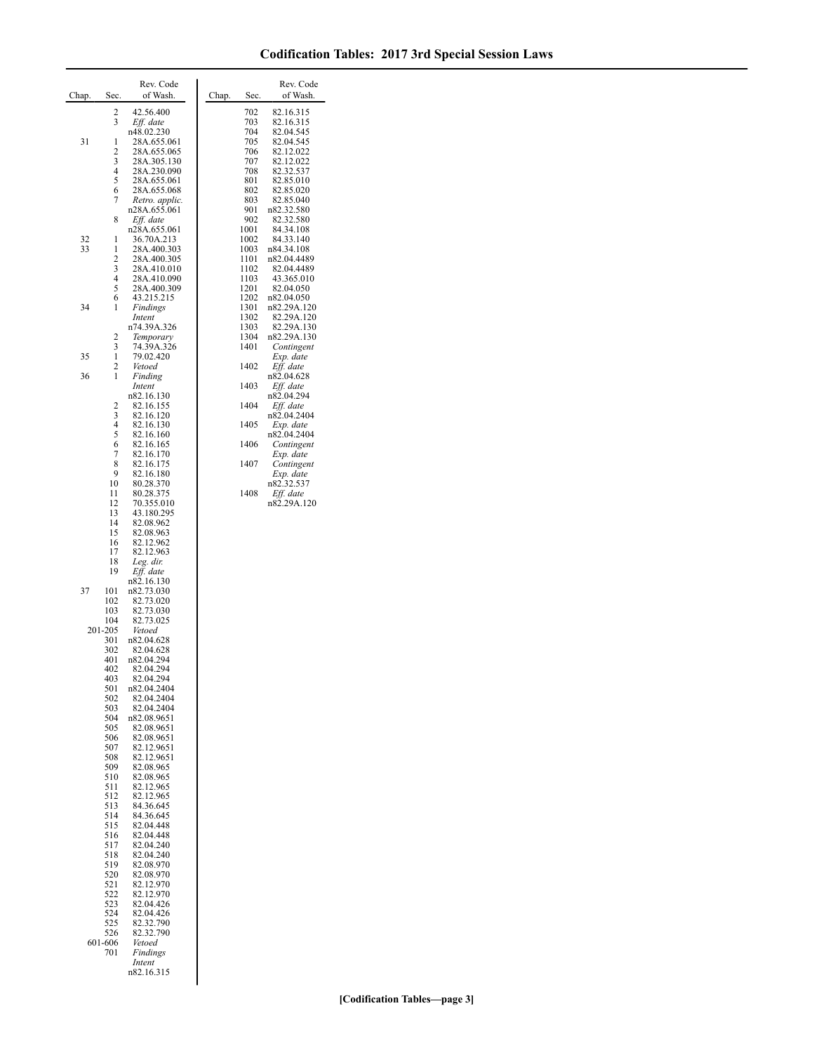| Chap. | Sec. | Rev. Code of Wash. |
|---|---|---|
| | 2 | 42.56.400 |
| | 3 | *Eff. date* n48.02.230 |
| 31 | 1 | 28A.655.061 |
| | 2 | 28A.655.065 |
| | 3 | 28A.305.130 |
| | 4 | 28A.230.090 |
| | 5 | 28A.655.061 |
| | 6 | 28A.655.068 |
| | 7 | *Retro. applic.* n28A.655.061 |
| | 8 | *Eff. date* n28A.655.061 |
| 32 | 1 | 36.70A.213 |
| 33 | 1 | 28A.400.303 |
| | 2 | 28A.400.305 |
| | 3 | 28A.410.010 |
| | 4 | 28A.410.090 |
| | 5 | 28A.400.309 |
| | 6 | 43.215.215 |
| 34 | 1 | *Findings Intent* n74.39A.326 |
| | 2 | *Temporary* |
| | 3 | 74.39A.326 |
| 35 | 1 | 79.02.420 |
| | 2 | *Vetoed* |
| 36 | 1 | *Finding Intent* n82.16.130 |
| | 2 | 82.16.155 |
| | 3 | 82.16.120 |
| | 4 | 82.16.130 |
| | 5 | 82.16.160 |
| | 6 | 82.16.165 |
| | 7 | 82.16.170 |
| | 8 | 82.16.175 |
| | 9 | 82.16.180 |
| | 10 | 80.28.370 |
| | 11 | 80.28.375 |
| | 12 | 70.355.010 |
| | 13 | 43.180.295 |
| | 14 | 82.08.962 |
| | 15 | 82.08.963 |
| | 16 | 82.12.962 |
| | 17 | 82.12.963 |
| | 18 | *Leg. dir.* |
| | 19 | *Eff. date* n82.16.130 |
| 37 | 101 | n82.73.030 |
| | 102 | 82.73.020 |
| | 103 | 82.73.030 |
| | 104 | 82.73.025 |
| | 201-205 | *Vetoed* |
| | 301 | n82.04.628 |
| | 302 | 82.04.628 |
| | 401 | n82.04.294 |
| | 402 | 82.04.294 |
| | 403 | 82.04.294 |
| | 501 | n82.04.2404 |
| | 502 | 82.04.2404 |
| | 503 | 82.04.2404 |
| | 504 | n82.08.9651 |
| | 505 | 82.08.9651 |
| | 506 | 82.08.9651 |
| | 507 | 82.12.9651 |
| | 508 | 82.12.9651 |
| | 509 | 82.08.965 |
| | 510 | 82.08.965 |
| | 511 | 82.12.965 |
| | 512 | 82.12.965 |
| | 513 | 84.36.645 |
| | 514 | 84.36.645 |
| | 515 | 82.04.448 |
| | 516 | 82.04.448 |
| | 517 | 82.04.240 |
| | 518 | 82.04.240 |
| | 519 | 82.08.970 |
| | 520 | 82.08.970 |
| | 521 | 82.12.970 |
| | 522 | 82.12.970 |
| | 523 | 82.04.426 |
| | 524 | 82.04.426 |
| | 525 | 82.32.790 |
| | 526 | 82.32.790 |
| | 601-606 | *Vetoed* |
| | 701 | *Findings Intent* n82.16.315 |
| | 702 | 82.16.315 |
| | 703 | 82.16.315 |
| | 704 | 82.04.545 |
| | 705 | 82.04.545 |
| | 706 | 82.12.022 |
| | 707 | 82.12.022 |
| | 708 | 82.32.537 |
| | 801 | 82.85.010 |
| | 802 | 82.85.020 |
| | 803 | 82.85.040 |
| | 901 | n82.32.580 |
| | 902 | 82.32.580 |
| | 1001 | 84.34.108 |
| | 1002 | 84.33.140 |
| | 1003 | n84.34.108 |
| | 1101 | n82.04.4489 |
| | 1102 | 82.04.4489 |
| | 1103 | 43.365.010 |
| | 1201 | 82.04.050 |
| | 1202 | n82.04.050 |
| | 1301 | n82.29A.120 |
| | 1302 | 82.29A.120 |
| | 1303 | 82.29A.130 |
| | 1304 | n82.29A.130 |
| | 1401 | *Contingent Exp. date* |
| | 1402 | *Eff. date* n82.04.628 |
| | 1403 | *Eff. date* n82.04.294 |
| | 1404 | *Eff. date* n82.04.2404 |
| | 1405 | *Exp. date* n82.04.2404 |
| | 1406 | *Contingent Exp. date* |
| | 1407 | *Contingent Exp. date* n82.32.537 |
| | 1408 | *Eff. date* n82.29A.120 |